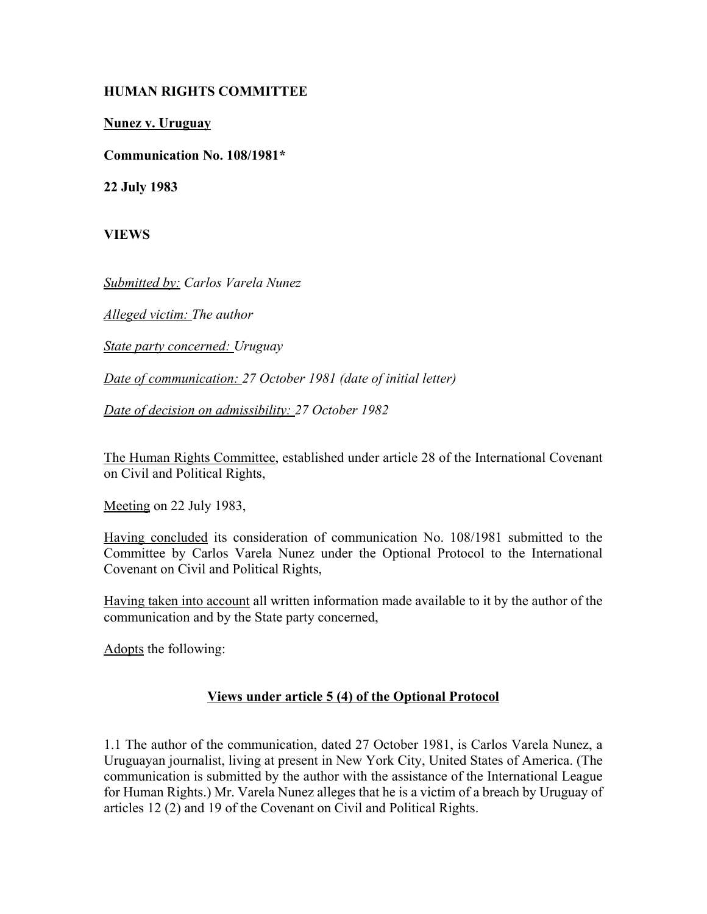**HUMAN RIGHTS COMMITTEE**

**Nunez v. Uruguay**

**Communication No. 108/1981***

**22 July 1983**

**VIEWS**

*Submitted by: Carlos Varela Nunez*

*Alleged victim: The author*

*State party concerned: Uruguay*

*Date of communication: 27 October 1981 (date of initial letter)*

*Date of decision on admissibility: 27 October 1982*

The Human Rights Committee, established under article 28 of the International Covenant on Civil and Political Rights,

Meeting on 22 July 1983,

Having concluded its consideration of communication No. 108/1981 submitted to the Committee by Carlos Varela Nunez under the Optional Protocol to the International Covenant on Civil and Political Rights,

Having taken into account all written information made available to it by the author of the communication and by the State party concerned,

Adopts the following:

## Views under article 5 (4) of the Optional Protocol

1.1 The author of the communication, dated 27 October 1981, is Carlos Varela Nunez, a Uruguayan journalist, living at present in New York City, United States of America. (The communication is submitted by the author with the assistance of the International League for Human Rights.) Mr. Varela Nunez alleges that he is a victim of a breach by Uruguay of articles 12 (2) and 19 of the Covenant on Civil and Political Rights.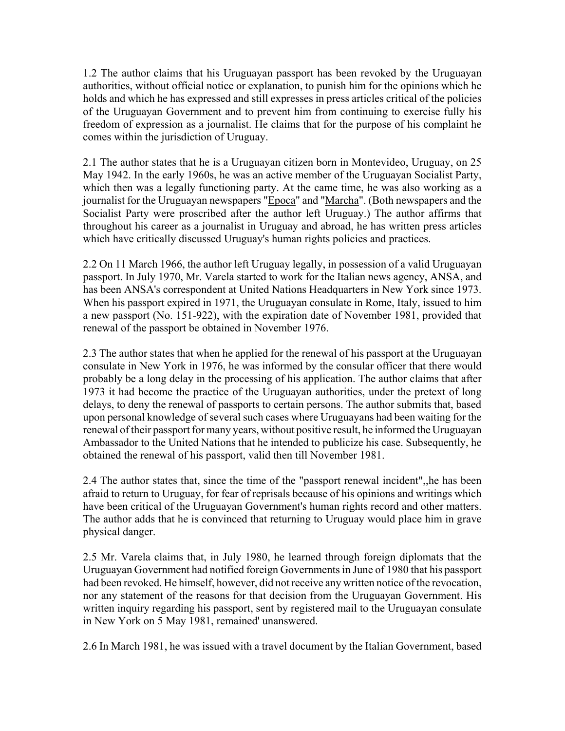1.2 The author claims that his Uruguayan passport has been revoked by the Uruguayan authorities, without official notice or explanation, to punish him for the opinions which he holds and which he has expressed and still expresses in press articles critical of the policies of the Uruguayan Government and to prevent him from continuing to exercise fully his freedom of expression as a journalist. He claims that for the purpose of his complaint he comes within the jurisdiction of Uruguay.

2.1 The author states that he is a Uruguayan citizen born in Montevideo, Uruguay, on 25 May 1942. In the early 1960s, he was an active member of the Uruguayan Socialist Party, which then was a legally functioning party. At the came time, he was also working as a journalist for the Uruguayan newspapers "Epoca" and "Marcha". (Both newspapers and the Socialist Party were proscribed after the author left Uruguay.) The author affirms that throughout his career as a journalist in Uruguay and abroad, he has written press articles which have critically discussed Uruguay's human rights policies and practices.

2.2 On 11 March 1966, the author left Uruguay legally, in possession of a valid Uruguayan passport. In July 1970, Mr. Varela started to work for the Italian news agency, ANSA, and has been ANSA's correspondent at United Nations Headquarters in New York since 1973. When his passport expired in 1971, the Uruguayan consulate in Rome, Italy, issued to him a new passport (No. 151-922), with the expiration date of November 1981, provided that renewal of the passport be obtained in November 1976.

2.3 The author states that when he applied for the renewal of his passport at the Uruguayan consulate in New York in 1976, he was informed by the consular officer that there would probably be a long delay in the processing of his application. The author claims that after 1973 it had become the practice of the Uruguayan authorities, under the pretext of long delays, to deny the renewal of passports to certain persons. The author submits that, based upon personal knowledge of several such cases where Uruguayans had been waiting for the renewal of their passport for many years, without positive result, he informed the Uruguayan Ambassador to the United Nations that he intended to publicize his case. Subsequently, he obtained the renewal of his passport, valid then till November 1981.

2.4 The author states that, since the time of the "passport renewal incident",,he has been afraid to return to Uruguay, for fear of reprisals because of his opinions and writings which have been critical of the Uruguayan Government's human rights record and other matters. The author adds that he is convinced that returning to Uruguay would place him in grave physical danger.

2.5 Mr. Varela claims that, in July 1980, he learned through foreign diplomats that the Uruguayan Government had notified foreign Governments in June of 1980 that his passport had been revoked. He himself, however, did not receive any written notice of the revocation, nor any statement of the reasons for that decision from the Uruguayan Government. His written inquiry regarding his passport, sent by registered mail to the Uruguayan consulate in New York on 5 May 1981, remained' unanswered.

2.6 In March 1981, he was issued with a travel document by the Italian Government, based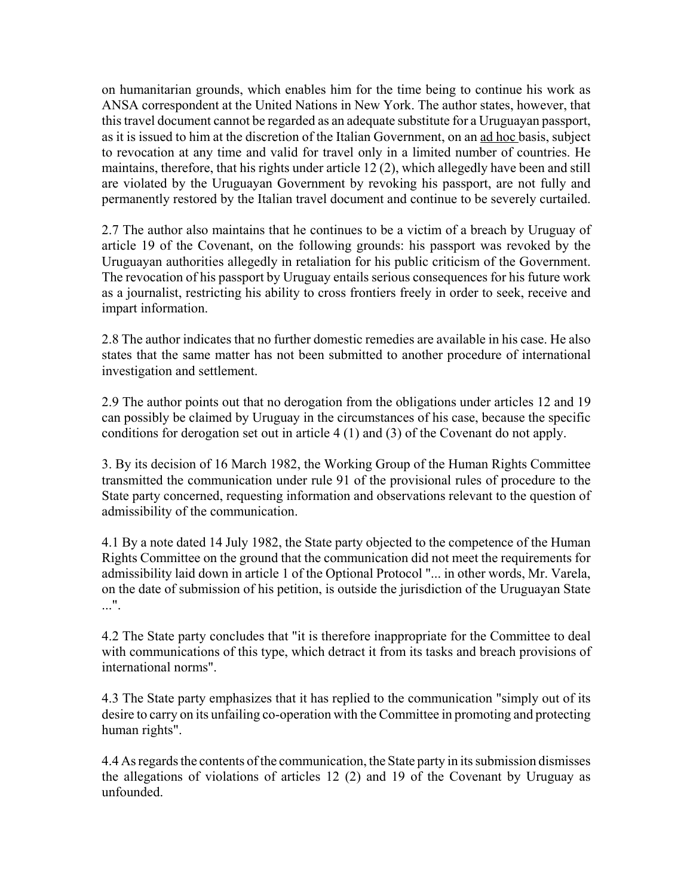on humanitarian grounds, which enables him for the time being to continue his work as ANSA correspondent at the United Nations in New York. The author states, however, that this travel document cannot be regarded as an adequate substitute for a Uruguayan passport, as it is issued to him at the discretion of the Italian Government, on an ad hoc basis, subject to revocation at any time and valid for travel only in a limited number of countries. He maintains, therefore, that his rights under article 12 (2), which allegedly have been and still are violated by the Uruguayan Government by revoking his passport, are not fully and permanently restored by the Italian travel document and continue to be severely curtailed.

2.7 The author also maintains that he continues to be a victim of a breach by Uruguay of article 19 of the Covenant, on the following grounds: his passport was revoked by the Uruguayan authorities allegedly in retaliation for his public criticism of the Government. The revocation of his passport by Uruguay entails serious consequences for his future work as a journalist, restricting his ability to cross frontiers freely in order to seek, receive and impart information.

2.8 The author indicates that no further domestic remedies are available in his case. He also states that the same matter has not been submitted to another procedure of international investigation and settlement.

2.9 The author points out that no derogation from the obligations under articles 12 and 19 can possibly be claimed by Uruguay in the circumstances of his case, because the specific conditions for derogation set out in article 4 (1) and (3) of the Covenant do not apply.

3. By its decision of 16 March 1982, the Working Group of the Human Rights Committee transmitted the communication under rule 91 of the provisional rules of procedure to the State party concerned, requesting information and observations relevant to the question of admissibility of the communication.

4.1 By a note dated 14 July 1982, the State party objected to the competence of the Human Rights Committee on the ground that the communication did not meet the requirements for admissibility laid down in article 1 of the Optional Protocol "... in other words, Mr. Varela, on the date of submission of his petition, is outside the jurisdiction of the Uruguayan State ...".

4.2 The State party concludes that "it is therefore inappropriate for the Committee to deal with communications of this type, which detract it from its tasks and breach provisions of international norms".

4.3 The State party emphasizes that it has replied to the communication "simply out of its desire to carry on its unfailing co-operation with the Committee in promoting and protecting human rights".

4.4 As regards the contents of the communication, the State party in its submission dismisses the allegations of violations of articles 12 (2) and 19 of the Covenant by Uruguay as unfounded.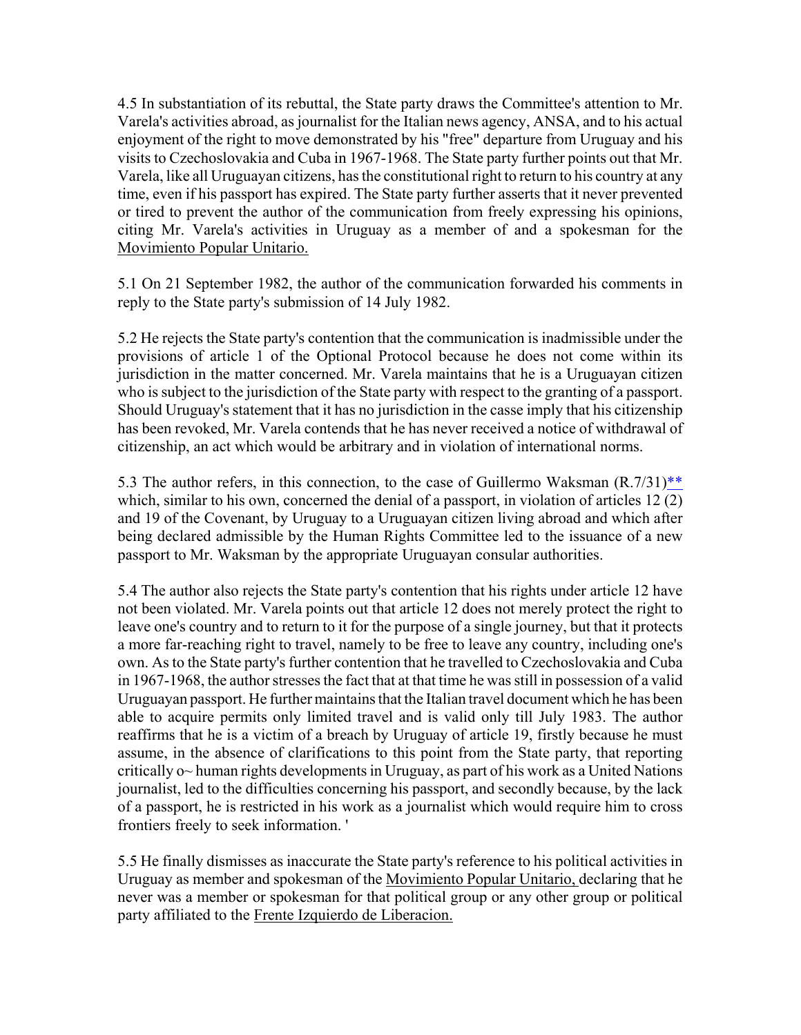4.5 In substantiation of its rebuttal, the State party draws the Committee's attention to Mr. Varela's activities abroad, as journalist for the Italian news agency, ANSA, and to his actual enjoyment of the right to move demonstrated by his "free" departure from Uruguay and his visits to Czechoslovakia and Cuba in 1967-1968. The State party further points out that Mr. Varela, like all Uruguayan citizens, has the constitutional right to return to his country at any time, even if his passport has expired. The State party further asserts that it never prevented or tired to prevent the author of the communication from freely expressing his opinions, citing Mr. Varela's activities in Uruguay as a member of and a spokesman for the Movimiento Popular Unitario.

5.1 On 21 September 1982, the author of the communication forwarded his comments in reply to the State party's submission of 14 July 1982.

5.2 He rejects the State party's contention that the communication is inadmissible under the provisions of article 1 of the Optional Protocol because he does not come within its jurisdiction in the matter concerned. Mr. Varela maintains that he is a Uruguayan citizen who is subject to the jurisdiction of the State party with respect to the granting of a passport. Should Uruguay's statement that it has no jurisdiction in the casse imply that his citizenship has been revoked, Mr. Varela contends that he has never received a notice of withdrawal of citizenship, an act which would be arbitrary and in violation of international norms.

5.3 The author refers, in this connection, to the case of Guillermo Waksman (R.7/31)** which, similar to his own, concerned the denial of a passport, in violation of articles 12 (2) and 19 of the Covenant, by Uruguay to a Uruguayan citizen living abroad and which after being declared admissible by the Human Rights Committee led to the issuance of a new passport to Mr. Waksman by the appropriate Uruguayan consular authorities.

5.4 The author also rejects the State party's contention that his rights under article 12 have not been violated. Mr. Varela points out that article 12 does not merely protect the right to leave one's country and to return to it for the purpose of a single journey, but that it protects a more far-reaching right to travel, namely to be free to leave any country, including one's own. As to the State party's further contention that he travelled to Czechoslovakia and Cuba in 1967-1968, the author stresses the fact that at that time he was still in possession of a valid Uruguayan passport. He further maintains that the Italian travel document which he has been able to acquire permits only limited travel and is valid only till July 1983. The author reaffirms that he is a victim of a breach by Uruguay of article 19, firstly because he must assume, in the absence of clarifications to this point from the State party, that reporting critically o~ human rights developments in Uruguay, as part of his work as a United Nations journalist, led to the difficulties concerning his passport, and secondly because, by the lack of a passport, he is restricted in his work as a journalist which would require him to cross frontiers freely to seek information. '

5.5 He finally dismisses as inaccurate the State party's reference to his political activities in Uruguay as member and spokesman of the Movimiento Popular Unitario, declaring that he never was a member or spokesman for that political group or any other group or political party affiliated to the Frente Izquierdo de Liberacion.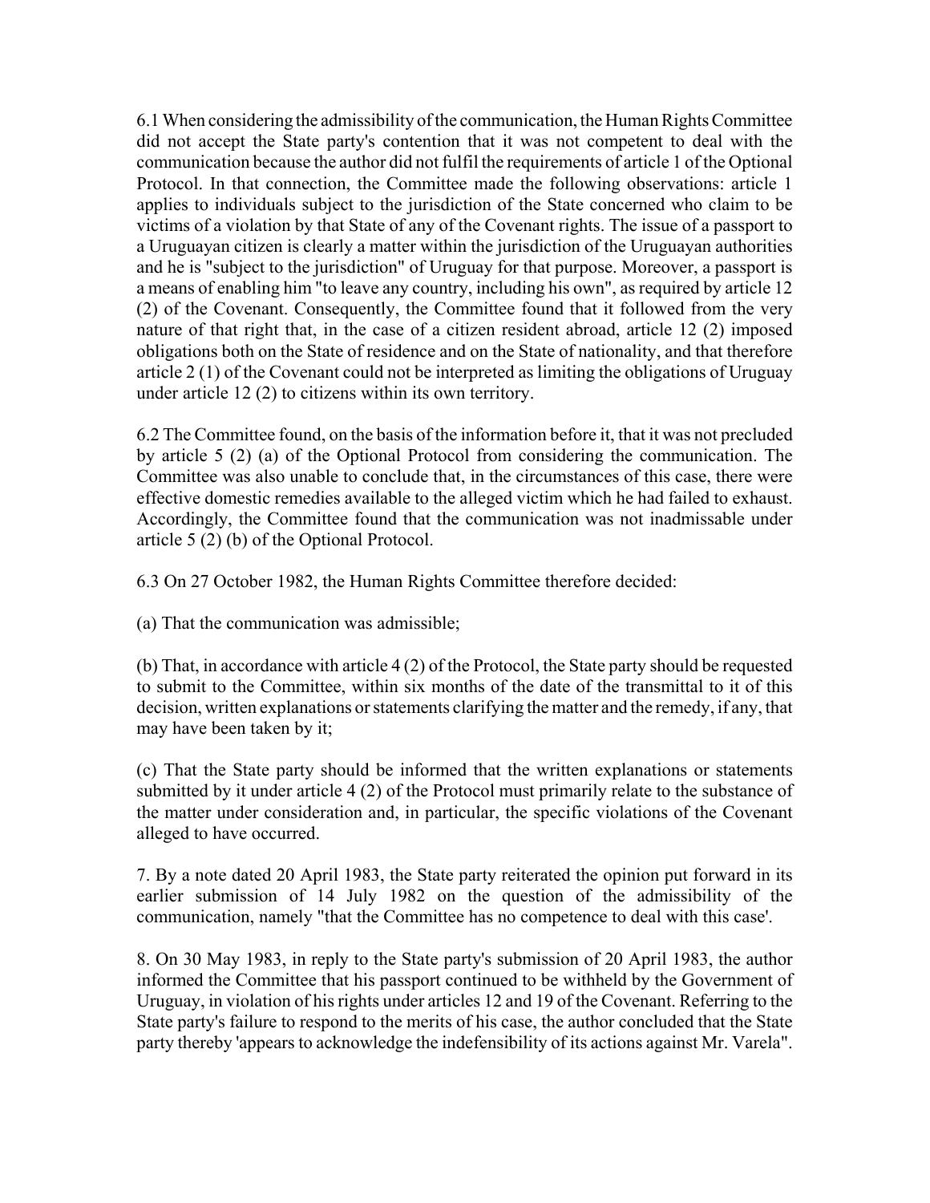6.1 When considering the admissibility of the communication, the Human Rights Committee did not accept the State party's contention that it was not competent to deal with the communication because the author did not fulfil the requirements of article 1 of the Optional Protocol. In that connection, the Committee made the following observations: article 1 applies to individuals subject to the jurisdiction of the State concerned who claim to be victims of a violation by that State of any of the Covenant rights. The issue of a passport to a Uruguayan citizen is clearly a matter within the jurisdiction of the Uruguayan authorities and he is "subject to the jurisdiction" of Uruguay for that purpose. Moreover, a passport is a means of enabling him "to leave any country, including his own", as required by article 12 (2) of the Covenant. Consequently, the Committee found that it followed from the very nature of that right that, in the case of a citizen resident abroad, article 12 (2) imposed obligations both on the State of residence and on the State of nationality, and that therefore article 2 (1) of the Covenant could not be interpreted as limiting the obligations of Uruguay under article 12 (2) to citizens within its own territory.

6.2 The Committee found, on the basis of the information before it, that it was not precluded by article 5 (2) (a) of the Optional Protocol from considering the communication. The Committee was also unable to conclude that, in the circumstances of this case, there were effective domestic remedies available to the alleged victim which he had failed to exhaust. Accordingly, the Committee found that the communication was not inadmissable under article 5 (2) (b) of the Optional Protocol.

6.3 On 27 October 1982, the Human Rights Committee therefore decided:

(a) That the communication was admissible;

(b) That, in accordance with article 4 (2) of the Protocol, the State party should be requested to submit to the Committee, within six months of the date of the transmittal to it of this decision, written explanations or statements clarifying the matter and the remedy, if any, that may have been taken by it;

(c) That the State party should be informed that the written explanations or statements submitted by it under article 4 (2) of the Protocol must primarily relate to the substance of the matter under consideration and, in particular, the specific violations of the Covenant alleged to have occurred.

7. By a note dated 20 April 1983, the State party reiterated the opinion put forward in its earlier submission of 14 July 1982 on the question of the admissibility of the communication, namely "that the Committee has no competence to deal with this case'.

8. On 30 May 1983, in reply to the State party's submission of 20 April 1983, the author informed the Committee that his passport continued to be withheld by the Government of Uruguay, in violation of his rights under articles 12 and 19 of the Covenant. Referring to the State party's failure to respond to the merits of his case, the author concluded that the State party thereby 'appears to acknowledge the indefensibility of its actions against Mr. Varela".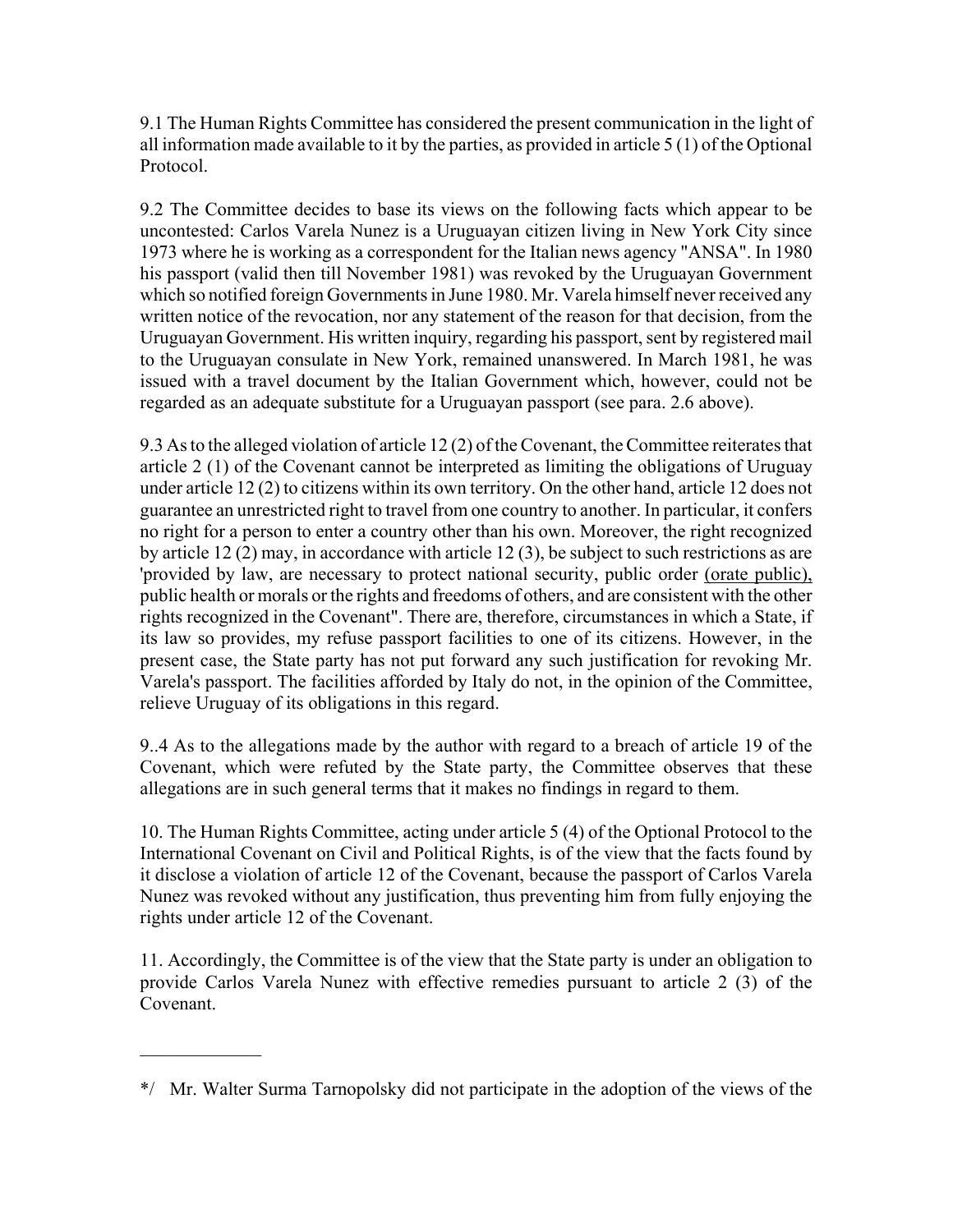9.1 The Human Rights Committee has considered the present communication in the light of all information made available to it by the parties, as provided in article 5 (1) of the Optional Protocol.

9.2 The Committee decides to base its views on the following facts which appear to be uncontested: Carlos Varela Nunez is a Uruguayan citizen living in New York City since 1973 where he is working as a correspondent for the Italian news agency "ANSA". In 1980 his passport (valid then till November 1981) was revoked by the Uruguayan Government which so notified foreign Governments in June 1980. Mr. Varela himself never received any written notice of the revocation, nor any statement of the reason for that decision, from the Uruguayan Government. His written inquiry, regarding his passport, sent by registered mail to the Uruguayan consulate in New York, remained unanswered. In March 1981, he was issued with a travel document by the Italian Government which, however, could not be regarded as an adequate substitute for a Uruguayan passport (see para. 2.6 above).

9.3 As to the alleged violation of article 12 (2) of the Covenant, the Committee reiterates that article 2 (1) of the Covenant cannot be interpreted as limiting the obligations of Uruguay under article 12 (2) to citizens within its own territory. On the other hand, article 12 does not guarantee an unrestricted right to travel from one country to another. In particular, it confers no right for a person to enter a country other than his own. Moreover, the right recognized by article 12 (2) may, in accordance with article 12 (3), be subject to such restrictions as are 'provided by law, are necessary to protect national security, public order (orate public), public health or morals or the rights and freedoms of others, and are consistent with the other rights recognized in the Covenant". There are, therefore, circumstances in which a State, if its law so provides, my refuse passport facilities to one of its citizens. However, in the present case, the State party has not put forward any such justification for revoking Mr. Varela's passport. The facilities afforded by Italy do not, in the opinion of the Committee, relieve Uruguay of its obligations in this regard.

9..4 As to the allegations made by the author with regard to a breach of article 19 of the Covenant, which were refuted by the State party, the Committee observes that these allegations are in such general terms that it makes no findings in regard to them.

10. The Human Rights Committee, acting under article 5 (4) of the Optional Protocol to the International Covenant on Civil and Political Rights, is of the view that the facts found by it disclose a violation of article 12 of the Covenant, because the passport of Carlos Varela Nunez was revoked without any justification, thus preventing him from fully enjoying the rights under article 12 of the Covenant.

11. Accordingly, the Committee is of the view that the State party is under an obligation to provide Carlos Varela Nunez with effective remedies pursuant to article 2 (3) of the Covenant.

---

*/ Mr. Walter Surma Tarnopolsky did not participate in the adoption of the views of the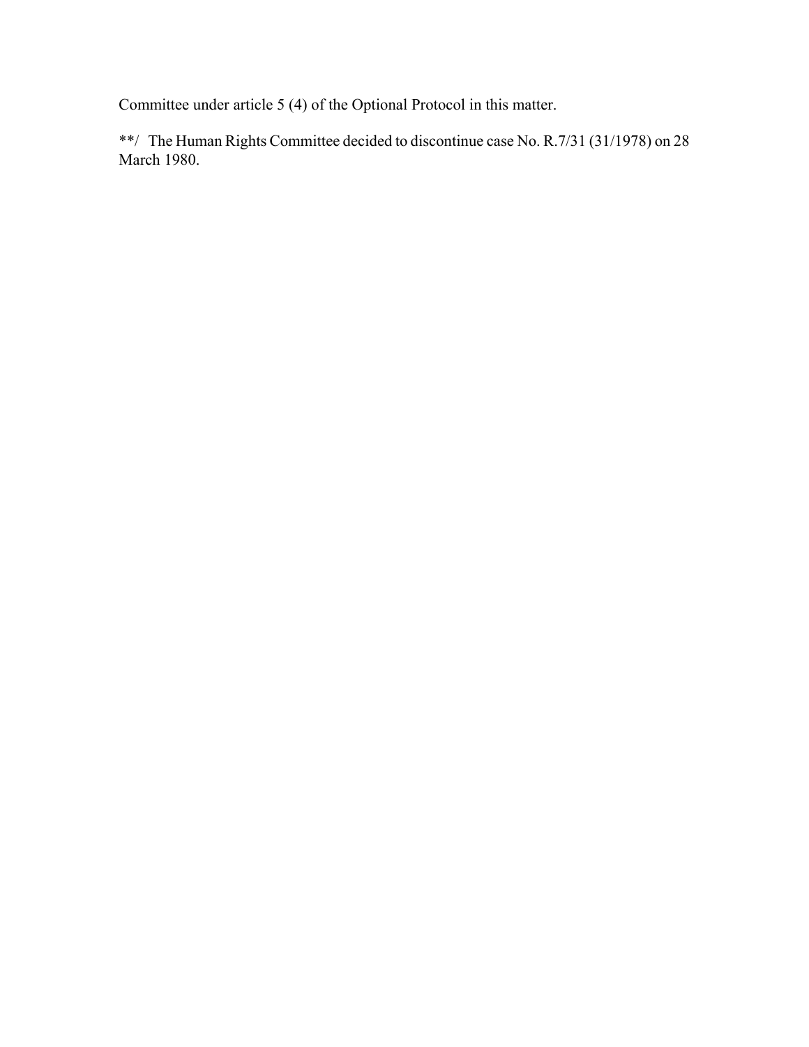Committee under article 5 (4) of the Optional Protocol in this matter.

**/ The Human Rights Committee decided to discontinue case No. R.7/31 (31/1978) on 28 March 1980.